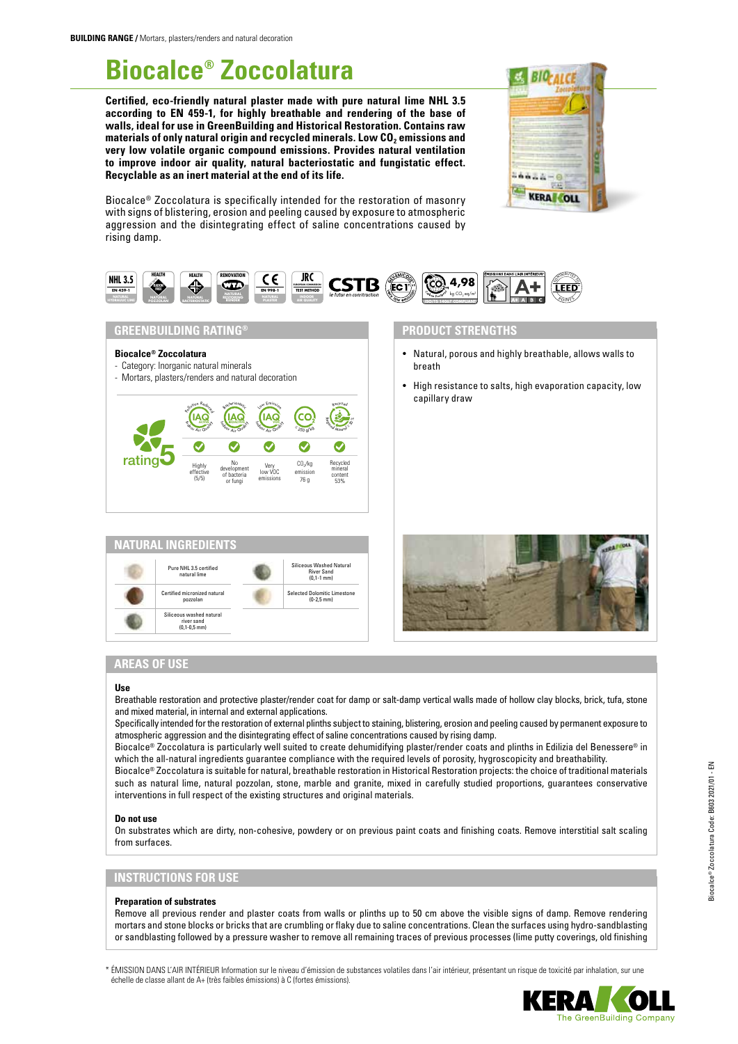**BUILDING RANGE /** Mortars, plasters/renders and natural decoration

# Biocalce® Zoccolatura

**Certified, eco-friendly natural plaster made with pure natural lime NHL 3.5 according to EN 459-1, for highly breathable and rendering of the base of walls, ideal for use in GreenBuilding and Historical Restoration. Contains raw materials of only natural origin and recycled minerals. Low $CO_2$ emissions and very low volatile organic compound emissions. Provides natural ventilation to improve indoor air quality, natural bacteriostatic and fungistatic effect. Recyclable as an inert material at the end of its life.**

Biocalce® Zoccolatura is specifically intended for the restoration of masonry with signs of blistering, erosion and peeling caused by exposure to atmospheric aggression and the disintegrating effect of saline concentrations caused by rising damp.

## GREENBUILDING RATING®

**Biocalce® Zoccolatura**
- Category: Inorganic natural minerals
- Mortars, plasters/renders and natural decoration

rating 5

| IAQ Active (Pollution Reduced) | IAQ Bioactive (Bacteriostatic) | IAQ VOC (Low Emission) | $CO_2$ | Recycled |
|---|---|---|---|---|
| Highly effective (5/5) | No development of bacteria or fungi | Very low VOC emissions | $CO_2$/kg emission 76 g | Recycled mineral content 53% |

## PRODUCT STRENGTHS

- Natural, porous and highly breathable, allows walls to breath
- High resistance to salts, high evaporation capacity, low capillary draw

## NATURAL INGREDIENTS

- Pure NHL 3.5 certified natural lime
- Certified micronized natural pozzolan
- Siliceous washed natural river sand (0,1-0,5 mm)
- Siliceous Washed Natural River Sand (0,1-1 mm)
- Selected Dolomitic Limestone (0-2,5 mm)

## AREAS OF USE

**Use**

Breathable restoration and protective plaster/render coat for damp or salt-damp vertical walls made of hollow clay blocks, brick, tufa, stone and mixed material, in internal and external applications.

Specifically intended for the restoration of external plinths subject to staining, blistering, erosion and peeling caused by permanent exposure to atmospheric aggression and the disintegrating effect of saline concentrations caused by rising damp.

Biocalce® Zoccolatura is particularly well suited to create dehumidifying plaster/render coats and plinths in Edilizia del Benessere® in which the all-natural ingredients guarantee compliance with the required levels of porosity, hygroscopicity and breathability.

Biocalce® Zoccolatura is suitable for natural, breathable restoration in Historical Restoration projects: the choice of traditional materials such as natural lime, natural pozzolan, stone, marble and granite, mixed in carefully studied proportions, guarantees conservative interventions in full respect of the existing structures and original materials.

**Do not use**

On substrates which are dirty, non-cohesive, powdery or on previous paint coats and finishing coats. Remove interstitial salt scaling from surfaces.

## INSTRUCTIONS FOR USE

**Preparation of substrates**

Remove all previous render and plaster coats from walls or plinths up to 50 cm above the visible signs of damp. Remove rendering mortars and stone blocks or bricks that are crumbling or flaky due to saline concentrations. Clean the surfaces using hydro-sandblasting or sandblasting followed by a pressure washer to remove all remaining traces of previous processes (lime putty coverings, old finishing

\* ÉMISSION DANS L'AIR INTÉRIEUR Information sur le niveau d'émission de substances volatiles dans l'air intérieur, présentant un risque de toxicité par inhalation, sur une échelle de classe allant de A+ (très faibles émissions) à C (fortes émissions).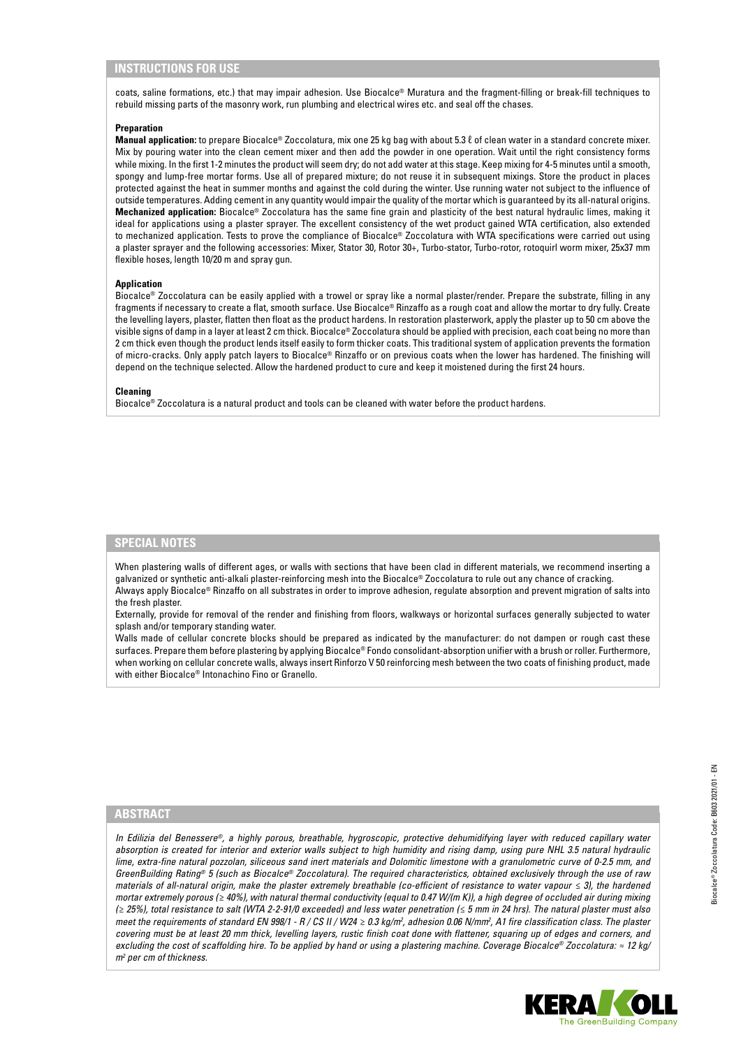## INSTRUCTIONS FOR USE

coats, saline formations, etc.) that may impair adhesion. Use Biocalce® Muratura and the fragment-filling or break-fill techniques to rebuild missing parts of the masonry work, run plumbing and electrical wires etc. and seal off the chases.

### Preparation

**Manual application:** to prepare Biocalce® Zoccolatura, mix one 25 kg bag with about 5.3 ℓ of clean water in a standard concrete mixer. Mix by pouring water into the clean cement mixer and then add the powder in one operation. Wait until the right consistency forms while mixing. In the first 1-2 minutes the product will seem dry; do not add water at this stage. Keep mixing for 4-5 minutes until a smooth, spongy and lump-free mortar forms. Use all of prepared mixture; do not reuse it in subsequent mixings. Store the product in places protected against the heat in summer months and against the cold during the winter. Use running water not subject to the influence of outside temperatures. Adding cement in any quantity would impair the quality of the mortar which is guaranteed by its all-natural origins.
**Mechanized application:** Biocalce® Zoccolatura has the same fine grain and plasticity of the best natural hydraulic limes, making it ideal for applications using a plaster sprayer. The excellent consistency of the wet product gained WTA certification, also extended to mechanized application. Tests to prove the compliance of Biocalce® Zoccolatura with WTA specifications were carried out using a plaster sprayer and the following accessories: Mixer, Stator 30, Rotor 30+, Turbo-stator, Turbo-rotor, rotoquirl worm mixer, 25x37 mm flexible hoses, length 10/20 m and spray gun.

### Application

Biocalce® Zoccolatura can be easily applied with a trowel or spray like a normal plaster/render. Prepare the substrate, filling in any fragments if necessary to create a flat, smooth surface. Use Biocalce® Rinzaffo as a rough coat and allow the mortar to dry fully. Create the levelling layers, plaster, flatten then float as the product hardens. In restoration plasterwork, apply the plaster up to 50 cm above the visible signs of damp in a layer at least 2 cm thick. Biocalce® Zoccolatura should be applied with precision, each coat being no more than 2 cm thick even though the product lends itself easily to form thicker coats. This traditional system of application prevents the formation of micro-cracks. Only apply patch layers to Biocalce® Rinzaffo or on previous coats when the lower has hardened. The finishing will depend on the technique selected. Allow the hardened product to cure and keep it moistened during the first 24 hours.

### Cleaning

Biocalce® Zoccolatura is a natural product and tools can be cleaned with water before the product hardens.

## SPECIAL NOTES

When plastering walls of different ages, or walls with sections that have been clad in different materials, we recommend inserting a galvanized or synthetic anti-alkali plaster-reinforcing mesh into the Biocalce® Zoccolatura to rule out any chance of cracking.
Always apply Biocalce® Rinzaffo on all substrates in order to improve adhesion, regulate absorption and prevent migration of salts into the fresh plaster.
Externally, provide for removal of the render and finishing from floors, walkways or horizontal surfaces generally subjected to water splash and/or temporary standing water.
Walls made of cellular concrete blocks should be prepared as indicated by the manufacturer: do not dampen or rough cast these surfaces. Prepare them before plastering by applying Biocalce® Fondo consolidant-absorption unifier with a brush or roller. Furthermore, when working on cellular concrete walls, always insert Rinforzo V 50 reinforcing mesh between the two coats of finishing product, made with either Biocalce® Intonachino Fino or Granello.

## ABSTRACT

*In Edilizia del Benessere®, a highly porous, breathable, hygroscopic, protective dehumidifying layer with reduced capillary water absorption is created for interior and exterior walls subject to high humidity and rising damp, using pure NHL 3.5 natural hydraulic lime, extra-fine natural pozzolan, siliceous sand inert materials and Dolomitic limestone with a granulometric curve of 0-2.5 mm, and GreenBuilding Rating® 5 (such as Biocalce® Zoccolatura). The required characteristics, obtained exclusively through the use of raw materials of all-natural origin, make the plaster extremely breathable (co-efficient of resistance to water vapour ≤ 3), the hardened mortar extremely porous (≥ 40%), with natural thermal conductivity (equal to 0.47 W/(m K)), a high degree of occluded air during mixing (≥ 25%), total resistance to salt (WTA 2-2-91/0 exceeded) and less water penetration (≤ 5 mm in 24 hrs). The natural plaster must also meet the requirements of standard EN 998/1 - R / CS II / W24 ≥ 0.3 kg/m², adhesion 0.06 N/mm², A1 fire classification class. The plaster covering must be at least 20 mm thick, levelling layers, rustic finish coat done with flattener, squaring up of edges and corners, and excluding the cost of scaffolding hire. To be applied by hand or using a plastering machine. Coverage Biocalce® Zoccolatura: ≈ 12 kg/m² per cm of thickness.*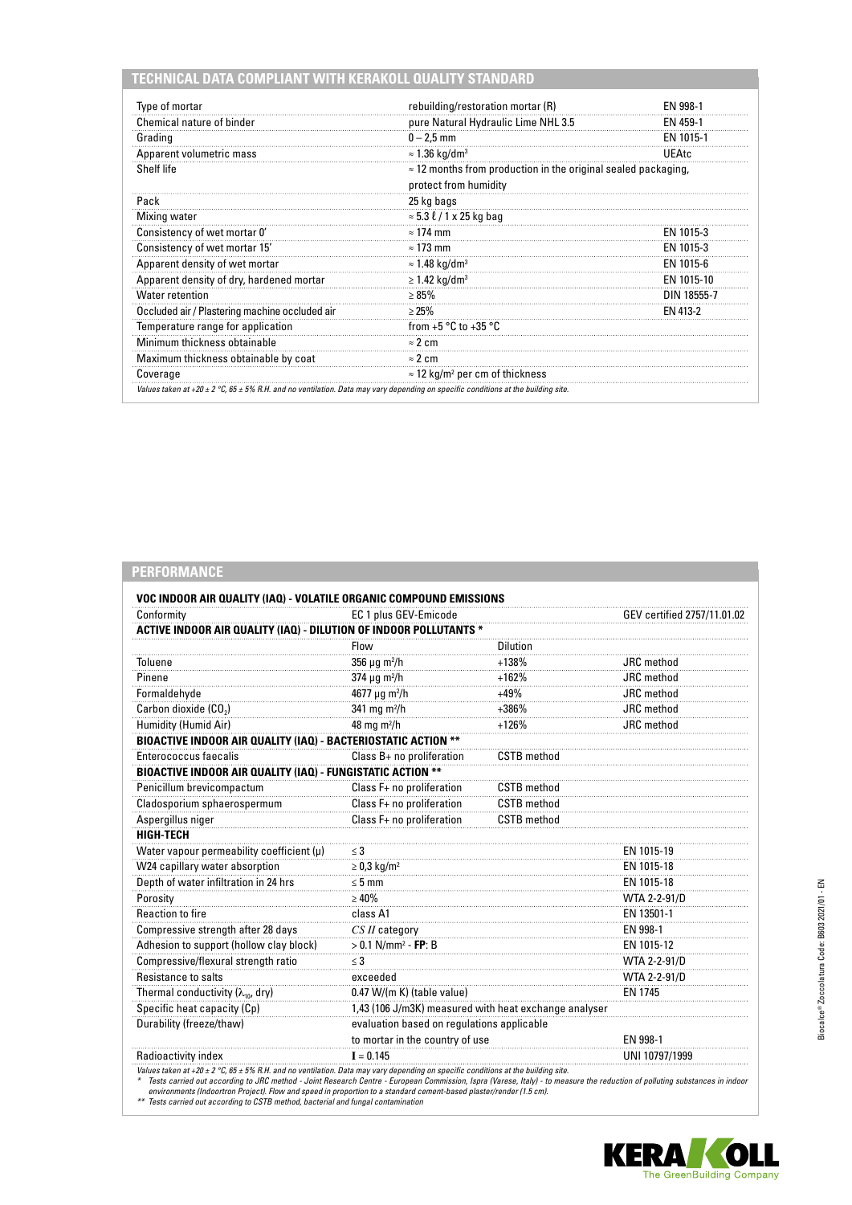## TECHNICAL DATA COMPLIANT WITH KERAKOLL QUALITY STANDARD

| | | |
|---|---|---|
| Type of mortar | rebuilding/restoration mortar (R) | EN 998-1 |
| Chemical nature of binder | pure Natural Hydraulic Lime NHL 3.5 | EN 459-1 |
| Grading | 0 – 2,5 mm | EN 1015-1 |
| Apparent volumetric mass | ≈ 1.36 kg/dm³ | UEAtc |
| Shelf life | ≈ 12 months from production in the original sealed packaging, protect from humidity | |
| Pack | 25 kg bags | |
| Mixing water | ≈ 5.3 ℓ / 1 x 25 kg bag | |
| Consistency of wet mortar 0' | ≈ 174 mm | EN 1015-3 |
| Consistency of wet mortar 15' | ≈ 173 mm | EN 1015-3 |
| Apparent density of wet mortar | ≈ 1.48 kg/dm³ | EN 1015-6 |
| Apparent density of dry, hardened mortar | ≥ 1.42 kg/dm³ | EN 1015-10 |
| Water retention | ≥ 85% | DIN 18555-7 |
| Occluded air / Plastering machine occluded air | ≥ 25% | EN 413-2 |
| Temperature range for application | from +5 °C to +35 °C | |
| Minimum thickness obtainable | ≈ 2 cm | |
| Maximum thickness obtainable by coat | ≈ 2 cm | |
| Coverage | ≈ 12 kg/m² per cm of thickness | |

*Values taken at +20 ± 2 °C, 65 ± 5% R.H. and no ventilation. Data may vary depending on specific conditions at the building site.*

## PERFORMANCE

| | | | |
|---|---|---|---|
| **VOC INDOOR AIR QUALITY (IAQ) - VOLATILE ORGANIC COMPOUND EMISSIONS** | | | |
| Conformity | EC 1 plus GEV-Emicode | | GEV certified 2757/11.01.02 |
| **ACTIVE INDOOR AIR QUALITY (IAQ) - DILUTION OF INDOOR POLLUTANTS \*** | | | |
| | Flow | Dilution | |
| Toluene | 356 μg m²/h | +138% | JRC method |
| Pinene | 374 μg m²/h | +162% | JRC method |
| Formaldehyde | 4677 μg m²/h | +49% | JRC method |
| Carbon dioxide ($CO_2$) | 341 mg m²/h | +386% | JRC method |
| Humidity (Humid Air) | 48 mg m²/h | +126% | JRC method |
| **BIOACTIVE INDOOR AIR QUALITY (IAQ) - BACTERIOSTATIC ACTION \*\*** | | | |
| Enterococcus faecalis | Class B+ no proliferation | CSTB method | |
| **BIOACTIVE INDOOR AIR QUALITY (IAQ) - FUNGISTATIC ACTION \*\*** | | | |
| Penicillum brevicompactum | Class F+ no proliferation | CSTB method | |
| Cladosporium sphaerospermum | Class F+ no proliferation | CSTB method | |
| Aspergillus niger | Class F+ no proliferation | CSTB method | |
| **HIGH-TECH** | | | |
| Water vapour permeability coefficient (μ) | ≤ 3 | | EN 1015-19 |
| W24 capillary water absorption | ≥ 0,3 kg/m² | | EN 1015-18 |
| Depth of water infiltration in 24 hrs | ≤ 5 mm | | EN 1015-18 |
| Porosity | ≥ 40% | | WTA 2-2-91/D |
| Reaction to fire | class A1 | | EN 13501-1 |
| Compressive strength after 28 days | *CS II* category | | EN 998-1 |
| Adhesion to support (hollow clay block) | > 0.1 N/mm² - **FP**: B | | EN 1015-12 |
| Compressive/flexural strength ratio | ≤ 3 | | WTA 2-2-91/D |
| Resistance to salts | exceeded | | WTA 2-2-91/D |
| Thermal conductivity ($\lambda_{10}$, dry) | 0.47 W/(m K) (table value) | | EN 1745 |
| Specific heat capacity (Cp) | 1,43 (106 J/m3K) measured with heat exchange analyser | | |
| Durability (freeze/thaw) | evaluation based on regulations applicable to mortar in the country of use | | EN 998-1 |
| Radioactivity index | I = 0.145 | | UNI 10797/1999 |

*Values taken at +20 ± 2 °C, 65 ± 5% R.H. and no ventilation. Data may vary depending on specific conditions at the building site.*

\* *Tests carried out according to JRC method - Joint Research Centre - European Commission, Ispra (Varese, Italy) - to measure the reduction of polluting substances in indoor environments (Indoortron Project). Flow and speed in proportion to a standard cement-based plaster/render (1.5 cm).*

\*\* *Tests carried out according to CSTB method, bacterial and fungal contamination*

Biocalce® Zoccolatura Code: B603 2021/01 - EN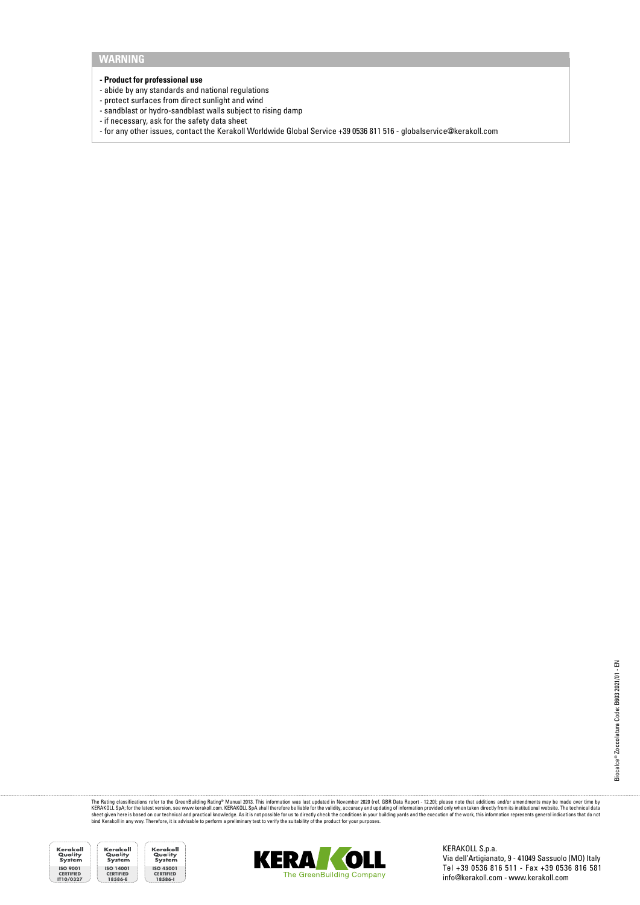## WARNING

- **Product for professional use**
- abide by any standards and national regulations
- protect surfaces from direct sunlight and wind
- sandblast or hydro-sandblast walls subject to rising damp
- if necessary, ask for the safety data sheet
- for any other issues, contact the Kerakoll Worldwide Global Service +39 0536 811 516 - globalservice@kerakoll.com

Biocalce® Zoccolatura Code: B603 2021/01 - EN

The Rating classifications refer to the GreenBuilding Rating® Manual 2013. This information was last updated in November 2020 (ref. GBR Data Report - 12.20); please note that additions and/or amendments may be made over time by KERAKOLL SpA; for the latest version, see www.kerakoll.com. KERAKOLL SpA shall therefore be liable for the validity, accuracy and updating of information provided only when taken directly from its institutional website. The technical data sheet given here is based on our technical and practical knowledge. As it is not possible for us to directly check the conditions in your building yards and the execution of the work, this information represents general indications that do not bind Kerakoll in any way. Therefore, it is advisable to perform a preliminary test to verify the suitability of the product for your purposes.

Kerakoll Quality System ISO 9001 CERTIFIED IT10/0327

Kerakoll Quality System ISO 14001 CERTIFIED 18586-E

Kerakoll Quality System ISO 45001 CERTIFIED 18586-I

KERAKOLL The GreenBuilding Company

KERAKOLL S.p.a.
Via dell'Artigianato, 9 - 41049 Sassuolo (MO) Italy
Tel +39 0536 816 511 - Fax +39 0536 816 581
info@kerakoll.com - www.kerakoll.com